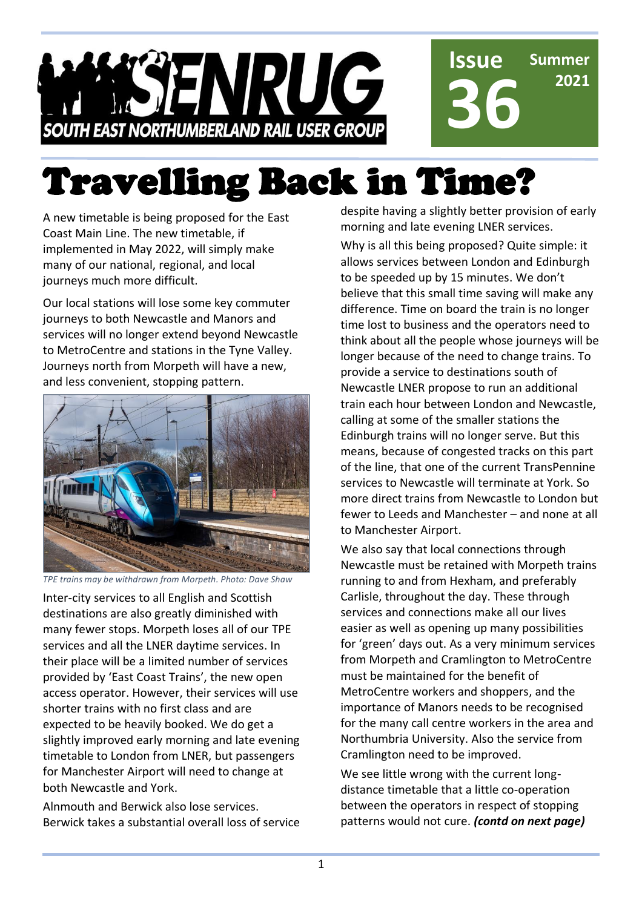# SENRUG SOUTH EAST NORTHUMBERLAND RAIL USER GROUP

**Issue 36** **Summer 2021**

# Travelling Back in Time?

A new timetable is being proposed for the East Coast Main Line. The new timetable, if implemented in May 2022, will simply make many of our national, regional, and local journeys much more difficult.

Our local stations will lose some key commuter journeys to both Newcastle and Manors and services will no longer extend beyond Newcastle to MetroCentre and stations in the Tyne Valley. Journeys north from Morpeth will have a new, and less convenient, stopping pattern.

*TPE trains may be withdrawn from Morpeth. Photo: Dave Shaw*

Inter-city services to all English and Scottish destinations are also greatly diminished with many fewer stops. Morpeth loses all of our TPE services and all the LNER daytime services. In their place will be a limited number of services provided by 'East Coast Trains', the new open access operator. However, their services will use shorter trains with no first class and are expected to be heavily booked. We do get a slightly improved early morning and late evening timetable to London from LNER, but passengers for Manchester Airport will need to change at both Newcastle and York.

Alnmouth and Berwick also lose services. Berwick takes a substantial overall loss of service despite having a slightly better provision of early morning and late evening LNER services.

Why is all this being proposed? Quite simple: it allows services between London and Edinburgh to be speeded up by 15 minutes. We don't believe that this small time saving will make any difference. Time on board the train is no longer time lost to business and the operators need to think about all the people whose journeys will be longer because of the need to change trains. To provide a service to destinations south of Newcastle LNER propose to run an additional train each hour between London and Newcastle, calling at some of the smaller stations the Edinburgh trains will no longer serve. But this means, because of congested tracks on this part of the line, that one of the current TransPennine services to Newcastle will terminate at York. So more direct trains from Newcastle to London but fewer to Leeds and Manchester – and none at all to Manchester Airport.

We also say that local connections through Newcastle must be retained with Morpeth trains running to and from Hexham, and preferably Carlisle, throughout the day. These through services and connections make all our lives easier as well as opening up many possibilities for 'green' days out. As a very minimum services from Morpeth and Cramlington to MetroCentre must be maintained for the benefit of MetroCentre workers and shoppers, and the importance of Manors needs to be recognised for the many call centre workers in the area and Northumbria University. Also the service from Cramlington need to be improved.

We see little wrong with the current long-distance timetable that a little co-operation between the operators in respect of stopping patterns would not cure. ***(contd on next page)***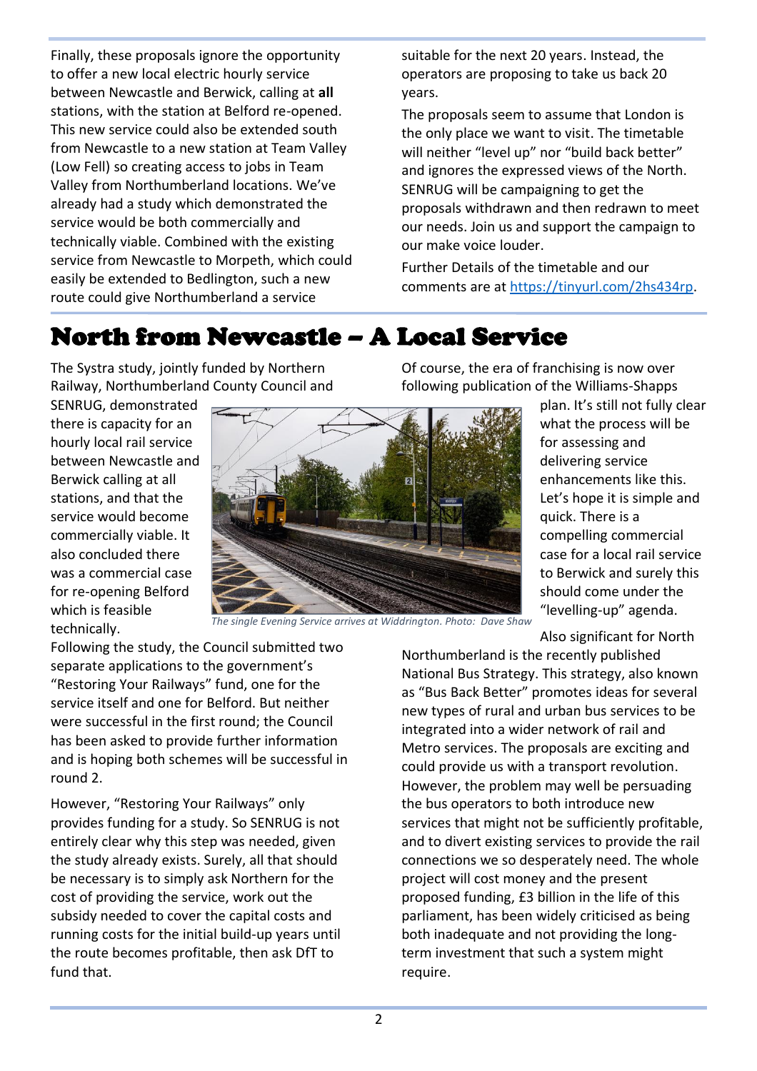Finally, these proposals ignore the opportunity to offer a new local electric hourly service between Newcastle and Berwick, calling at **all** stations, with the station at Belford re-opened. This new service could also be extended south from Newcastle to a new station at Team Valley (Low Fell) so creating access to jobs in Team Valley from Northumberland locations. We've already had a study which demonstrated the service would be both commercially and technically viable. Combined with the existing service from Newcastle to Morpeth, which could easily be extended to Bedlington, such a new route could give Northumberland a service suitable for the next 20 years. Instead, the operators are proposing to take us back 20 years.

The proposals seem to assume that London is the only place we want to visit. The timetable will neither "level up" nor "build back better" and ignores the expressed views of the North. SENRUG will be campaigning to get the proposals withdrawn and then redrawn to meet our needs. Join us and support the campaign to our make voice louder.

Further Details of the timetable and our comments are at https://tinyurl.com/2hs434rp.

# North from Newcastle – A Local Service

The Systra study, jointly funded by Northern Railway, Northumberland County Council and SENRUG, demonstrated there is capacity for an hourly local rail service between Newcastle and Berwick calling at all stations, and that the service would become commercially viable. It also concluded there was a commercial case for re-opening Belford which is feasible technically.

*The single Evening Service arrives at Widdrington. Photo: Dave Shaw*

Following the study, the Council submitted two separate applications to the government's "Restoring Your Railways" fund, one for the service itself and one for Belford. But neither were successful in the first round; the Council has been asked to provide further information and is hoping both schemes will be successful in round 2.

However, "Restoring Your Railways" only provides funding for a study. So SENRUG is not entirely clear why this step was needed, given the study already exists. Surely, all that should be necessary is to simply ask Northern for the cost of providing the service, work out the subsidy needed to cover the capital costs and running costs for the initial build-up years until the route becomes profitable, then ask DfT to fund that.

Of course, the era of franchising is now over following publication of the Williams-Shapps plan. It's still not fully clear what the process will be for assessing and delivering service enhancements like this. Let's hope it is simple and quick. There is a compelling commercial case for a local rail service to Berwick and surely this should come under the "levelling-up" agenda.

Also significant for North Northumberland is the recently published National Bus Strategy. This strategy, also known as "Bus Back Better" promotes ideas for several new types of rural and urban bus services to be integrated into a wider network of rail and Metro services. The proposals are exciting and could provide us with a transport revolution. However, the problem may well be persuading the bus operators to both introduce new services that might not be sufficiently profitable, and to divert existing services to provide the rail connections we so desperately need. The whole project will cost money and the present proposed funding, £3 billion in the life of this parliament, has been widely criticised as being both inadequate and not providing the long-term investment that such a system might require.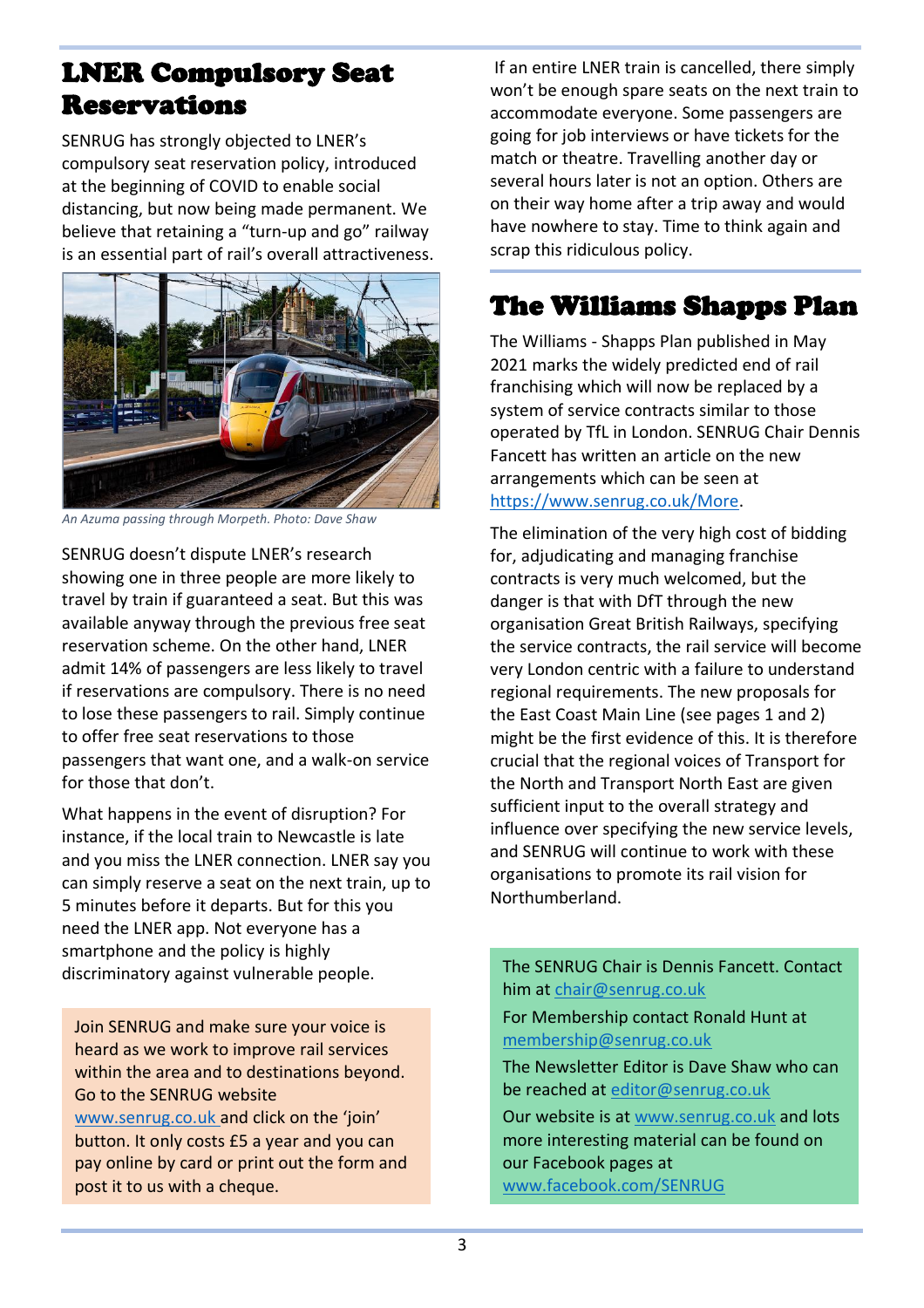# LNER Compulsory Seat Reservations

SENRUG has strongly objected to LNER's compulsory seat reservation policy, introduced at the beginning of COVID to enable social distancing, but now being made permanent. We believe that retaining a "turn-up and go" railway is an essential part of rail's overall attractiveness.

*An Azuma passing through Morpeth. Photo: Dave Shaw*

SENRUG doesn't dispute LNER's research showing one in three people are more likely to travel by train if guaranteed a seat. But this was available anyway through the previous free seat reservation scheme. On the other hand, LNER admit 14% of passengers are less likely to travel if reservations are compulsory. There is no need to lose these passengers to rail. Simply continue to offer free seat reservations to those passengers that want one, and a walk-on service for those that don't.

What happens in the event of disruption? For instance, if the local train to Newcastle is late and you miss the LNER connection. LNER say you can simply reserve a seat on the next train, up to 5 minutes before it departs. But for this you need the LNER app. Not everyone has a smartphone and the policy is highly discriminatory against vulnerable people.

If an entire LNER train is cancelled, there simply won't be enough spare seats on the next train to accommodate everyone. Some passengers are going for job interviews or have tickets for the match or theatre. Travelling another day or several hours later is not an option. Others are on their way home after a trip away and would have nowhere to stay. Time to think again and scrap this ridiculous policy.

Join SENRUG and make sure your voice is heard as we work to improve rail services within the area and to destinations beyond. Go to the SENRUG website www.senrug.co.uk and click on the 'join' button. It only costs £5 a year and you can pay online by card or print out the form and post it to us with a cheque.

# The Williams Shapps Plan

The Williams - Shapps Plan published in May 2021 marks the widely predicted end of rail franchising which will now be replaced by a system of service contracts similar to those operated by TfL in London. SENRUG Chair Dennis Fancett has written an article on the new arrangements which can be seen at https://www.senrug.co.uk/More.

The elimination of the very high cost of bidding for, adjudicating and managing franchise contracts is very much welcomed, but the danger is that with DfT through the new organisation Great British Railways, specifying the service contracts, the rail service will become very London centric with a failure to understand regional requirements. The new proposals for the East Coast Main Line (see pages 1 and 2) might be the first evidence of this. It is therefore crucial that the regional voices of Transport for the North and Transport North East are given sufficient input to the overall strategy and influence over specifying the new service levels, and SENRUG will continue to work with these organisations to promote its rail vision for Northumberland.

The SENRUG Chair is Dennis Fancett. Contact him at chair@senrug.co.uk

For Membership contact Ronald Hunt at membership@senrug.co.uk

The Newsletter Editor is Dave Shaw who can be reached at editor@senrug.co.uk

Our website is at www.senrug.co.uk and lots more interesting material can be found on our Facebook pages at www.facebook.com/SENRUG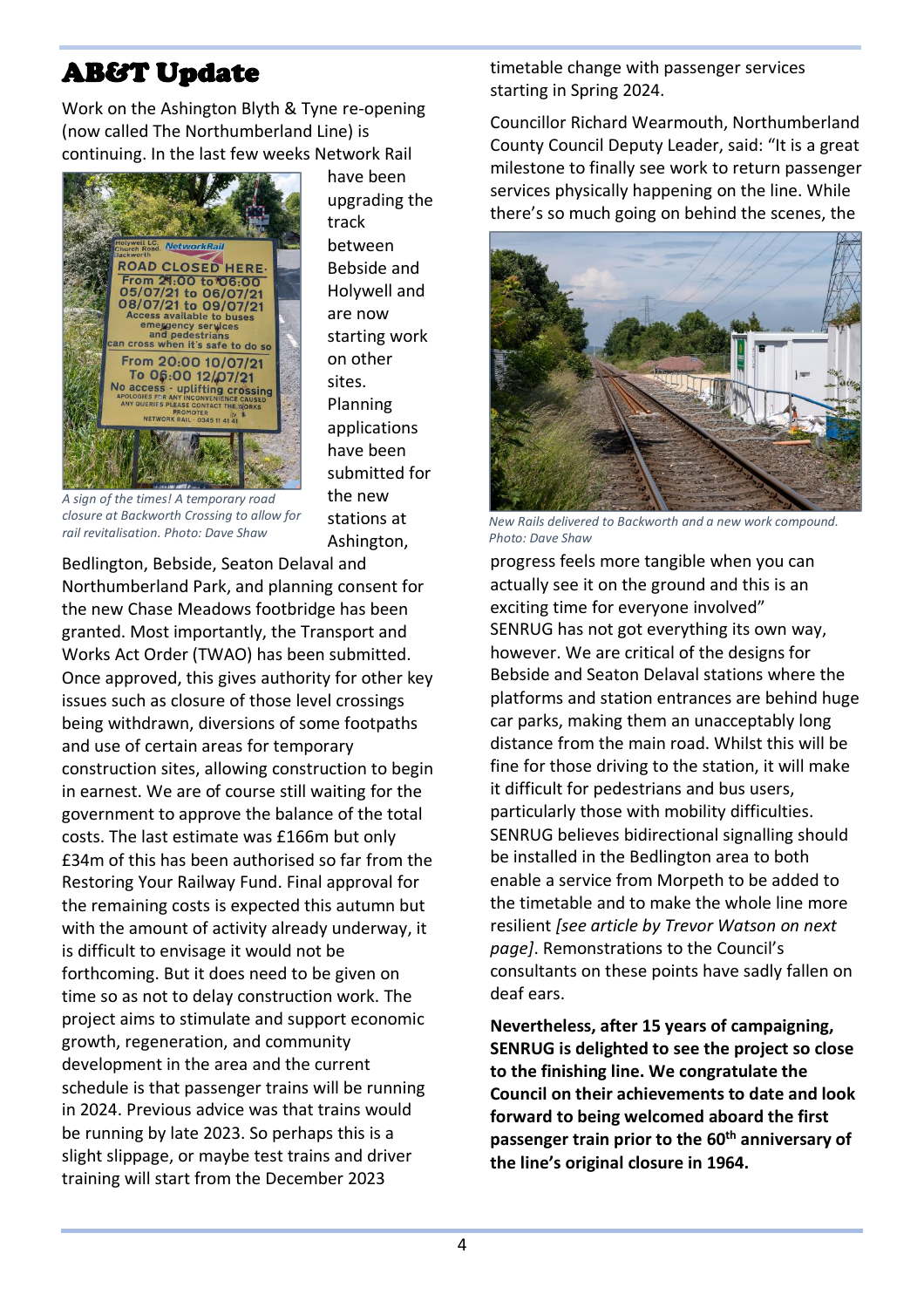# AB&T Update

Work on the Ashington Blyth & Tyne re-opening (now called The Northumberland Line) is continuing. In the last few weeks Network Rail have been upgrading the track between Bebside and Holywell and are now starting work on other sites. Planning applications have been submitted for the new stations at Ashington, Bedlington, Bebside, Seaton Delaval and Northumberland Park, and planning consent for the new Chase Meadows footbridge has been granted. Most importantly, the Transport and Works Act Order (TWAO) has been submitted. Once approved, this gives authority for other key issues such as closure of those level crossings being withdrawn, diversions of some footpaths and use of certain areas for temporary construction sites, allowing construction to begin in earnest. We are of course still waiting for the government to approve the balance of the total costs. The last estimate was £166m but only £34m of this has been authorised so far from the Restoring Your Railway Fund. Final approval for the remaining costs is expected this autumn but with the amount of activity already underway, it is difficult to envisage it would not be forthcoming. But it does need to be given on time so as not to delay construction work. The project aims to stimulate and support economic growth, regeneration, and community development in the area and the current schedule is that passenger trains will be running in 2024. Previous advice was that trains would be running by late 2023. So perhaps this is a slight slippage, or maybe test trains and driver training will start from the December 2023 timetable change with passenger services starting in Spring 2024.

*A sign of the times! A temporary road closure at Backworth Crossing to allow for rail revitalisation. Photo: Dave Shaw*

Councillor Richard Wearmouth, Northumberland County Council Deputy Leader, said: "It is a great milestone to finally see work to return passenger services physically happening on the line. While there's so much going on behind the scenes, the progress feels more tangible when you can actually see it on the ground and this is an exciting time for everyone involved"

*New Rails delivered to Backworth and a new work compound. Photo: Dave Shaw*

SENRUG has not got everything its own way, however. We are critical of the designs for Bebside and Seaton Delaval stations where the platforms and station entrances are behind huge car parks, making them an unacceptably long distance from the main road. Whilst this will be fine for those driving to the station, it will make it difficult for pedestrians and bus users, particularly those with mobility difficulties. SENRUG believes bidirectional signalling should be installed in the Bedlington area to both enable a service from Morpeth to be added to the timetable and to make the whole line more resilient *[see article by Trevor Watson on next page]*. Remonstrations to the Council's consultants on these points have sadly fallen on deaf ears.

**Nevertheless, after 15 years of campaigning, SENRUG is delighted to see the project so close to the finishing line. We congratulate the Council on their achievements to date and look forward to being welcomed aboard the first passenger train prior to the 60th anniversary of the line's original closure in 1964.**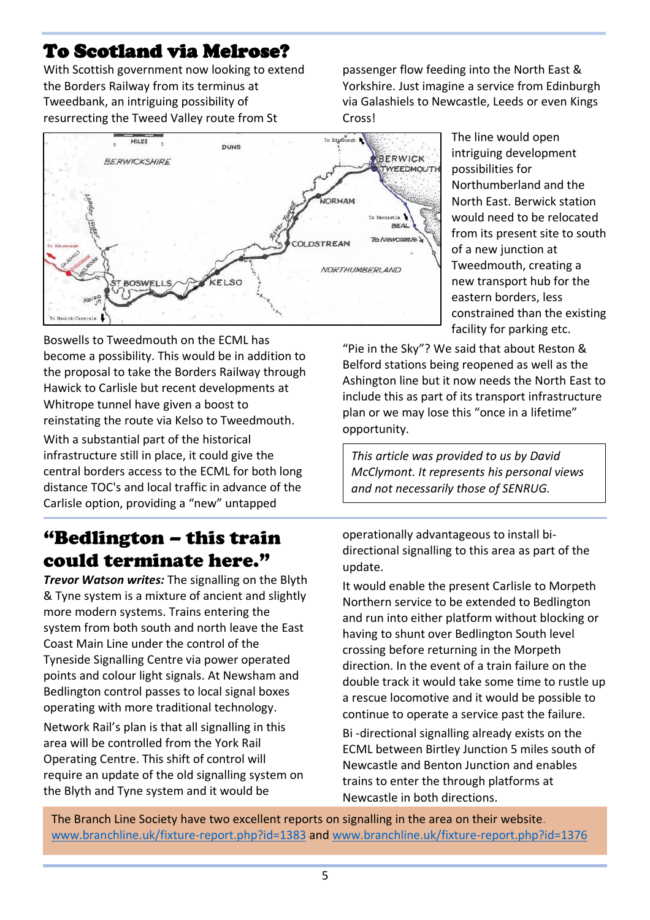## To Scotland via Melrose?

With Scottish government now looking to extend the Borders Railway from its terminus at Tweedbank, an intriguing possibility of resurrecting the Tweed Valley route from St Boswells to Tweedmouth on the ECML has become a possibility. This would be in addition to the proposal to take the Borders Railway through Hawick to Carlisle but recent developments at Whitrope tunnel have given a boost to reinstating the route via Kelso to Tweedmouth.

With a substantial part of the historical infrastructure still in place, it could give the central borders access to the ECML for both long distance TOC's and local traffic in advance of the Carlisle option, providing a "new" untapped passenger flow feeding into the North East & Yorkshire. Just imagine a service from Edinburgh via Galashiels to Newcastle, Leeds or even Kings Cross!

The line would open intriguing development possibilities for Northumberland and the North East. Berwick station would need to be relocated from its present site to south of a new junction at Tweedmouth, creating a new transport hub for the eastern borders, less constrained than the existing facility for parking etc.

"Pie in the Sky"? We said that about Reston & Belford stations being reopened as well as the Ashington line but it now needs the North East to include this as part of its transport infrastructure plan or we may lose this "once in a lifetime" opportunity.

*This article was provided to us by David McClymont. It represents his personal views and not necessarily those of SENRUG.*

## "Bedlington – this train could terminate here."

***Trevor Watson writes:*** The signalling on the Blyth & Tyne system is a mixture of ancient and slightly more modern systems. Trains entering the system from both south and north leave the East Coast Main Line under the control of the Tyneside Signalling Centre via power operated points and colour light signals. At Newsham and Bedlington control passes to local signal boxes operating with more traditional technology.

Network Rail's plan is that all signalling in this area will be controlled from the York Rail Operating Centre. This shift of control will require an update of the old signalling system on the Blyth and Tyne system and it would be operationally advantageous to install bi-directional signalling to this area as part of the update.

It would enable the present Carlisle to Morpeth Northern service to be extended to Bedlington and run into either platform without blocking or having to shunt over Bedlington South level crossing before returning in the Morpeth direction. In the event of a train failure on the double track it would take some time to rustle up a rescue locomotive and it would be possible to continue to operate a service past the failure.

Bi -directional signalling already exists on the ECML between Birtley Junction 5 miles south of Newcastle and Benton Junction and enables trains to enter the through platforms at Newcastle in both directions.

The Branch Line Society have two excellent reports on signalling in the area on their website. www.branchline.uk/fixture-report.php?id=1383 and www.branchline.uk/fixture-report.php?id=1376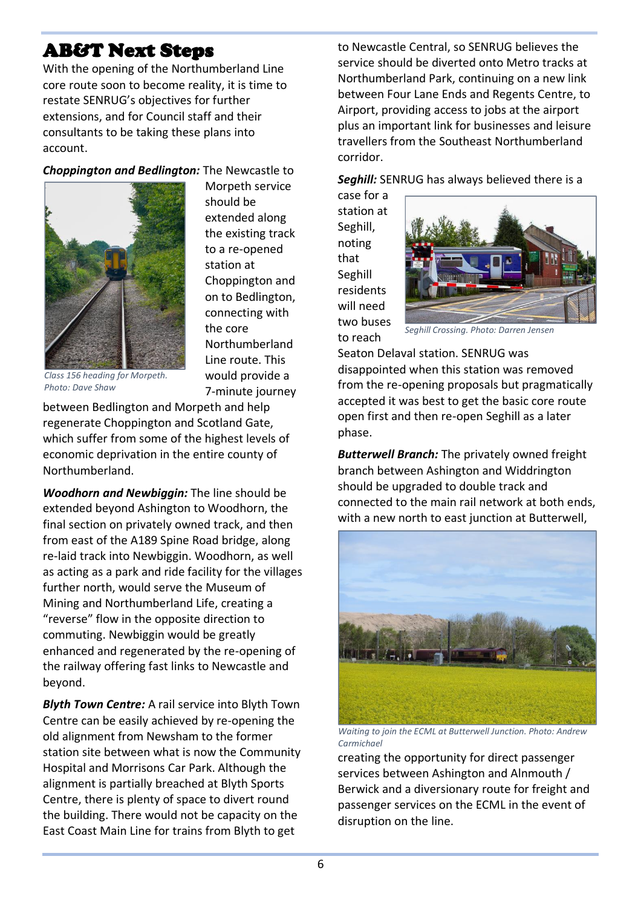# AB&T Next Steps

With the opening of the Northumberland Line core route soon to become reality, it is time to restate SENRUG's objectives for further extensions, and for Council staff and their consultants to be taking these plans into account.

***Choppington and Bedlington:*** The Newcastle to Morpeth service should be extended along the existing track to a re-opened station at Choppington and on to Bedlington, connecting with the core Northumberland Line route. This would provide a 7-minute journey between Bedlington and Morpeth and help regenerate Choppington and Scotland Gate, which suffer from some of the highest levels of economic deprivation in the entire county of Northumberland.

*Class 156 heading for Morpeth. Photo: Dave Shaw*

***Woodhorn and Newbiggin:*** The line should be extended beyond Ashington to Woodhorn, the final section on privately owned track, and then from east of the A189 Spine Road bridge, along re-laid track into Newbiggin. Woodhorn, as well as acting as a park and ride facility for the villages further north, would serve the Museum of Mining and Northumberland Life, creating a "reverse" flow in the opposite direction to commuting. Newbiggin would be greatly enhanced and regenerated by the re-opening of the railway offering fast links to Newcastle and beyond.

***Blyth Town Centre:*** A rail service into Blyth Town Centre can be easily achieved by re-opening the old alignment from Newsham to the former station site between what is now the Community Hospital and Morrisons Car Park. Although the alignment is partially breached at Blyth Sports Centre, there is plenty of space to divert round the building. There would not be capacity on the East Coast Main Line for trains from Blyth to get to Newcastle Central, so SENRUG believes the service should be diverted onto Metro tracks at Northumberland Park, continuing on a new link between Four Lane Ends and Regents Centre, to Airport, providing access to jobs at the airport plus an important link for businesses and leisure travellers from the Southeast Northumberland corridor.

***Seghill:*** SENRUG has always believed there is a case for a station at Seghill, noting that Seghill residents will need two buses to reach Seaton Delaval station. SENRUG was disappointed when this station was removed from the re-opening proposals but pragmatically accepted it was best to get the basic core route open first and then re-open Seghill as a later phase.

*Seghill Crossing. Photo: Darren Jensen*

***Butterwell Branch:*** The privately owned freight branch between Ashington and Widdrington should be upgraded to double track and connected to the main rail network at both ends, with a new north to east junction at Butterwell, creating the opportunity for direct passenger services between Ashington and Alnmouth / Berwick and a diversionary route for freight and passenger services on the ECML in the event of disruption on the line.

*Waiting to join the ECML at Butterwell Junction. Photo: Andrew Carmichael*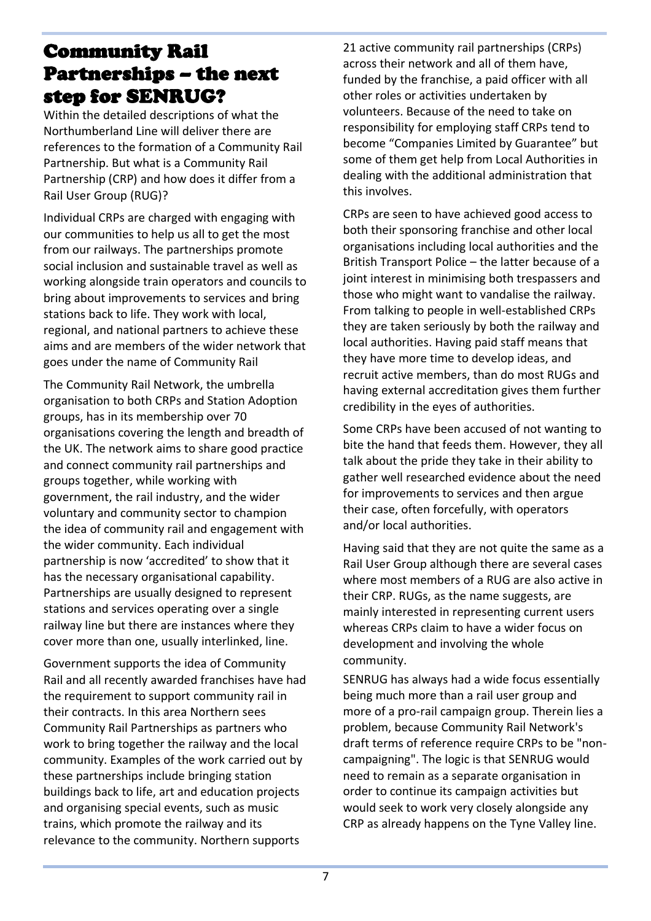# Community Rail Partnerships – the next step for SENRUG?

Within the detailed descriptions of what the Northumberland Line will deliver there are references to the formation of a Community Rail Partnership. But what is a Community Rail Partnership (CRP) and how does it differ from a Rail User Group (RUG)?

Individual CRPs are charged with engaging with our communities to help us all to get the most from our railways. The partnerships promote social inclusion and sustainable travel as well as working alongside train operators and councils to bring about improvements to services and bring stations back to life. They work with local, regional, and national partners to achieve these aims and are members of the wider network that goes under the name of Community Rail

The Community Rail Network, the umbrella organisation to both CRPs and Station Adoption groups, has in its membership over 70 organisations covering the length and breadth of the UK. The network aims to share good practice and connect community rail partnerships and groups together, while working with government, the rail industry, and the wider voluntary and community sector to champion the idea of community rail and engagement with the wider community. Each individual partnership is now 'accredited' to show that it has the necessary organisational capability. Partnerships are usually designed to represent stations and services operating over a single railway line but there are instances where they cover more than one, usually interlinked, line.

Government supports the idea of Community Rail and all recently awarded franchises have had the requirement to support community rail in their contracts. In this area Northern sees Community Rail Partnerships as partners who work to bring together the railway and the local community. Examples of the work carried out by these partnerships include bringing station buildings back to life, art and education projects and organising special events, such as music trains, which promote the railway and its relevance to the community. Northern supports 21 active community rail partnerships (CRPs) across their network and all of them have, funded by the franchise, a paid officer with all other roles or activities undertaken by volunteers. Because of the need to take on responsibility for employing staff CRPs tend to become "Companies Limited by Guarantee" but some of them get help from Local Authorities in dealing with the additional administration that this involves.

CRPs are seen to have achieved good access to both their sponsoring franchise and other local organisations including local authorities and the British Transport Police – the latter because of a joint interest in minimising both trespassers and those who might want to vandalise the railway. From talking to people in well-established CRPs they are taken seriously by both the railway and local authorities. Having paid staff means that they have more time to develop ideas, and recruit active members, than do most RUGs and having external accreditation gives them further credibility in the eyes of authorities.

Some CRPs have been accused of not wanting to bite the hand that feeds them. However, they all talk about the pride they take in their ability to gather well researched evidence about the need for improvements to services and then argue their case, often forcefully, with operators and/or local authorities.

Having said that they are not quite the same as a Rail User Group although there are several cases where most members of a RUG are also active in their CRP. RUGs, as the name suggests, are mainly interested in representing current users whereas CRPs claim to have a wider focus on development and involving the whole community.

SENRUG has always had a wide focus essentially being much more than a rail user group and more of a pro-rail campaign group. Therein lies a problem, because Community Rail Network's draft terms of reference require CRPs to be "non-campaigning". The logic is that SENRUG would need to remain as a separate organisation in order to continue its campaign activities but would seek to work very closely alongside any CRP as already happens on the Tyne Valley line.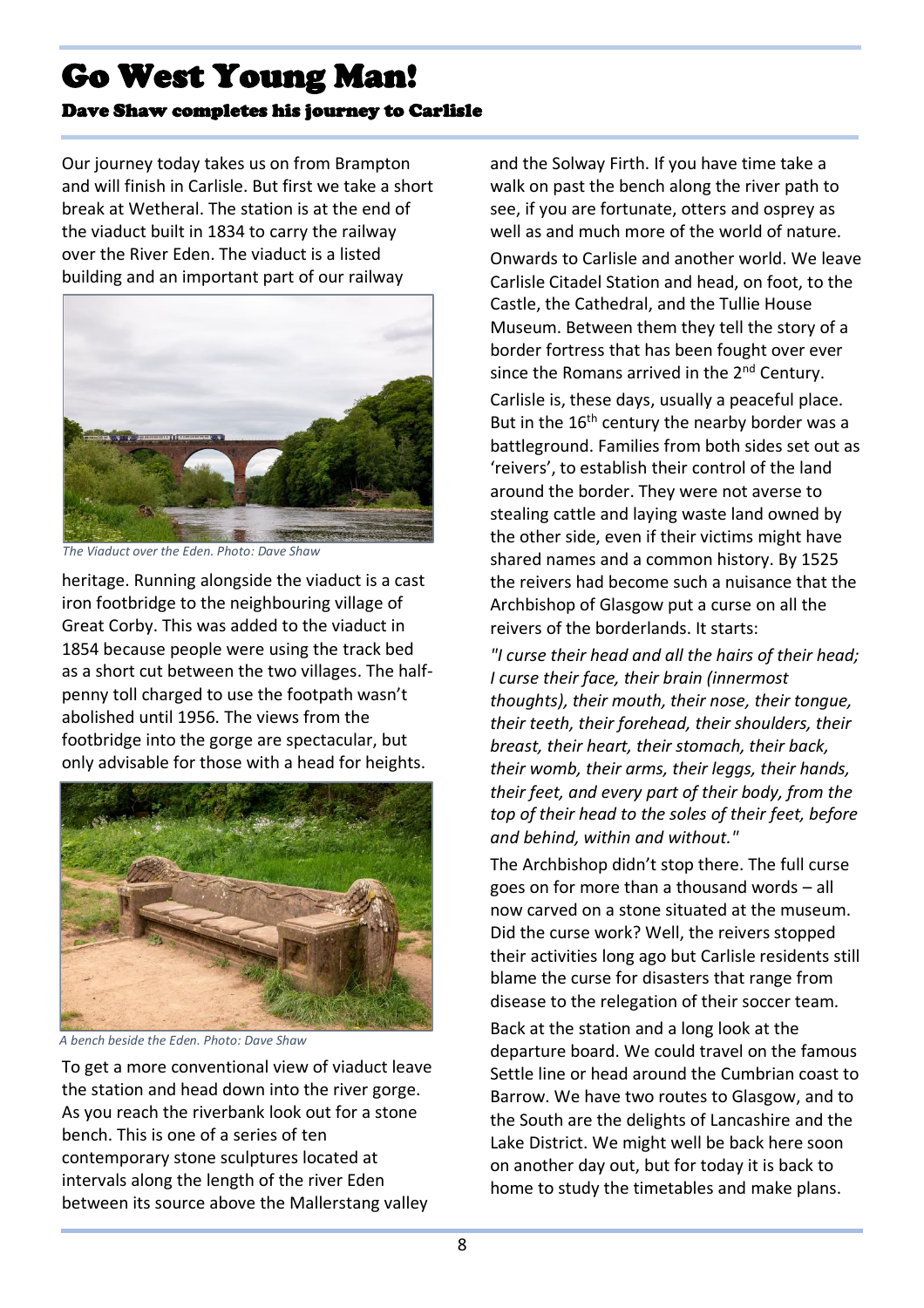# Go West Young Man!

### Dave Shaw completes his journey to Carlisle

Our journey today takes us on from Brampton and will finish in Carlisle. But first we take a short break at Wetheral. The station is at the end of the viaduct built in 1834 to carry the railway over the River Eden. The viaduct is a listed building and an important part of our railway heritage. Running alongside the viaduct is a cast iron footbridge to the neighbouring village of Great Corby. This was added to the viaduct in 1854 because people were using the track bed as a short cut between the two villages. The half-penny toll charged to use the footpath wasn't abolished until 1956. The views from the footbridge into the gorge are spectacular, but only advisable for those with a head for heights.

*The Viaduct over the Eden. Photo: Dave Shaw*

*A bench beside the Eden. Photo: Dave Shaw*

To get a more conventional view of viaduct leave the station and head down into the river gorge. As you reach the riverbank look out for a stone bench. This is one of a series of ten contemporary stone sculptures located at intervals along the length of the river Eden between its source above the Mallerstang valley and the Solway Firth. If you have time take a walk on past the bench along the river path to see, if you are fortunate, otters and osprey as well as and much more of the world of nature.

Onwards to Carlisle and another world. We leave Carlisle Citadel Station and head, on foot, to the Castle, the Cathedral, and the Tullie House Museum. Between them they tell the story of a border fortress that has been fought over ever since the Romans arrived in the 2nd Century.

Carlisle is, these days, usually a peaceful place. But in the 16th century the nearby border was a battleground. Families from both sides set out as 'reivers', to establish their control of the land around the border. They were not averse to stealing cattle and laying waste land owned by the other side, even if their victims might have shared names and a common history. By 1525 the reivers had become such a nuisance that the Archbishop of Glasgow put a curse on all the reivers of the borderlands. It starts:

*"I curse their head and all the hairs of their head; I curse their face, their brain (innermost thoughts), their mouth, their nose, their tongue, their teeth, their forehead, their shoulders, their breast, their heart, their stomach, their back, their womb, their arms, their leggs, their hands, their feet, and every part of their body, from the top of their head to the soles of their feet, before and behind, within and without."*

The Archbishop didn't stop there. The full curse goes on for more than a thousand words – all now carved on a stone situated at the museum. Did the curse work? Well, the reivers stopped their activities long ago but Carlisle residents still blame the curse for disasters that range from disease to the relegation of their soccer team.

Back at the station and a long look at the departure board. We could travel on the famous Settle line or head around the Cumbrian coast to Barrow. We have two routes to Glasgow, and to the South are the delights of Lancashire and the Lake District. We might well be back here soon on another day out, but for today it is back to home to study the timetables and make plans.